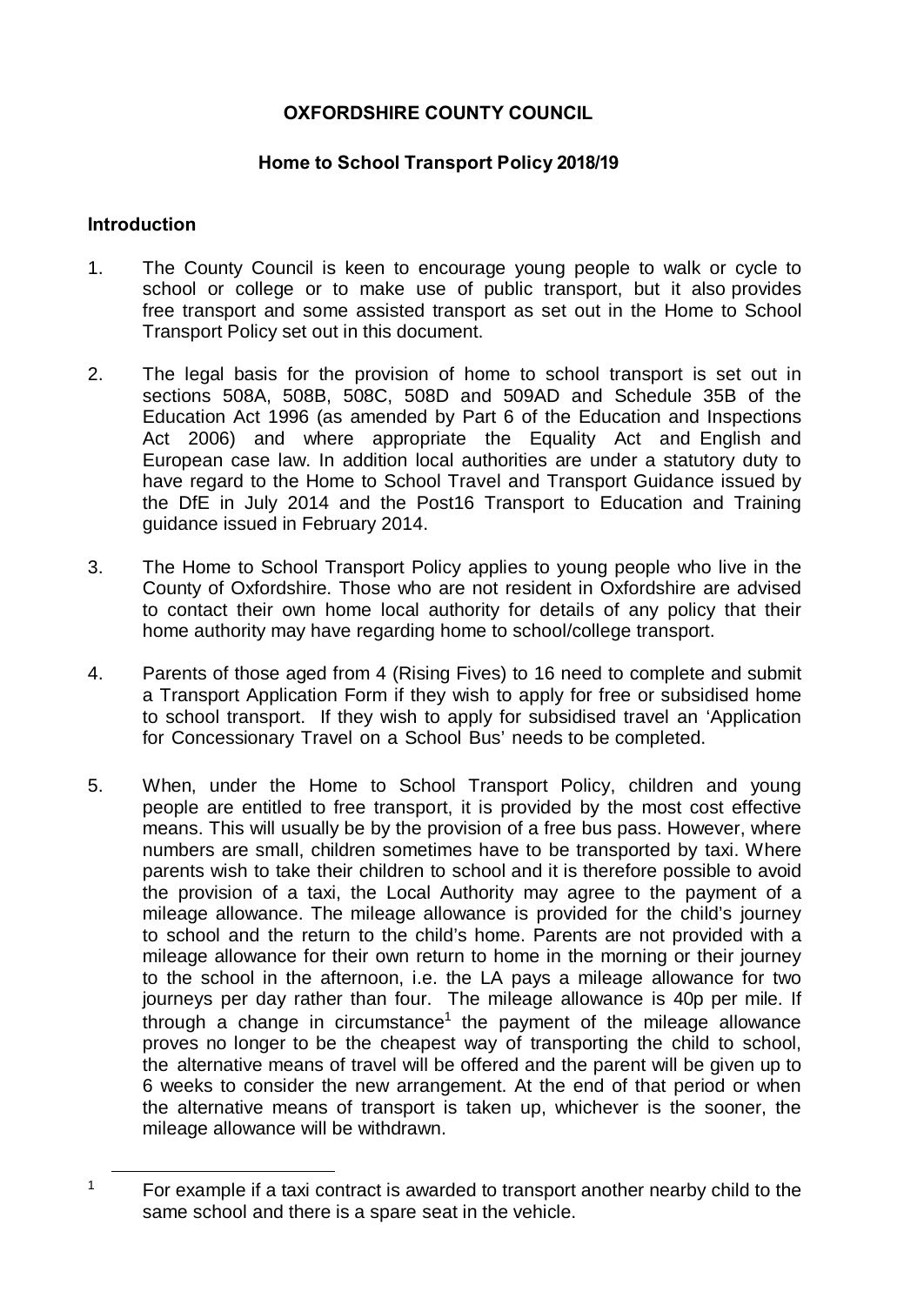# OXFORDSHIRE COUNTY COUNCIL

## Home to School Transport Policy 2018/19

### Introduction

1. The County Council is keen to encourage young people to walk or cycle to school or college or to make use of public transport, but it also provides free transport and some assisted transport as set out in the Home to School Transport Policy set out in this document.

2. The legal basis for the provision of home to school transport is set out in sections 508A, 508B, 508C, 508D and 509AD and Schedule 35B of the Education Act 1996 (as amended by Part 6 of the Education and Inspections Act 2006) and where appropriate the Equality Act and English and European case law. In addition local authorities are under a statutory duty to have regard to the Home to School Travel and Transport Guidance issued by the DfE in July 2014 and the Post16 Transport to Education and Training guidance issued in February 2014.

3. The Home to School Transport Policy applies to young people who live in the County of Oxfordshire. Those who are not resident in Oxfordshire are advised to contact their own home local authority for details of any policy that their home authority may have regarding home to school/college transport.

4. Parents of those aged from 4 (Rising Fives) to 16 need to complete and submit a Transport Application Form if they wish to apply for free or subsidised home to school transport. If they wish to apply for subsidised travel an 'Application for Concessionary Travel on a School Bus' needs to be completed.

5. When, under the Home to School Transport Policy, children and young people are entitled to free transport, it is provided by the most cost effective means. This will usually be by the provision of a free bus pass. However, where numbers are small, children sometimes have to be transported by taxi. Where parents wish to take their children to school and it is therefore possible to avoid the provision of a taxi, the Local Authority may agree to the payment of a mileage allowance. The mileage allowance is provided for the child's journey to school and the return to the child's home. Parents are not provided with a mileage allowance for their own return to home in the morning or their journey to the school in the afternoon, i.e. the LA pays a mileage allowance for two journeys per day rather than four. The mileage allowance is 40p per mile. If through a change in circumstance[1] the payment of the mileage allowance proves no longer to be the cheapest way of transporting the child to school, the alternative means of travel will be offered and the parent will be given up to 6 weeks to consider the new arrangement. At the end of that period or when the alternative means of transport is taken up, whichever is the sooner, the mileage allowance will be withdrawn.

[1] For example if a taxi contract is awarded to transport another nearby child to the same school and there is a spare seat in the vehicle.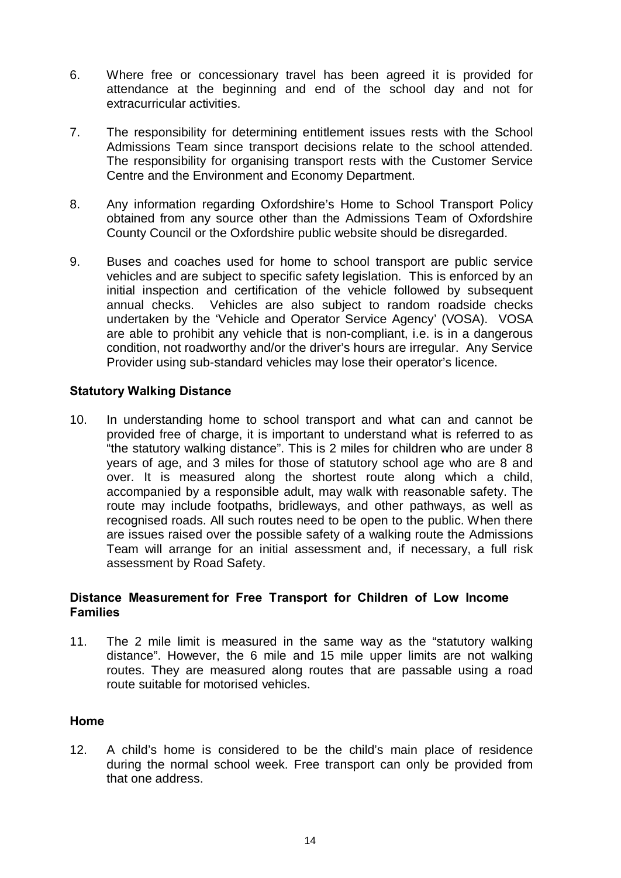6. Where free or concessionary travel has been agreed it is provided for attendance at the beginning and end of the school day and not for extracurricular activities.

7. The responsibility for determining entitlement issues rests with the School Admissions Team since transport decisions relate to the school attended. The responsibility for organising transport rests with the Customer Service Centre and the Environment and Economy Department.

8. Any information regarding Oxfordshire's Home to School Transport Policy obtained from any source other than the Admissions Team of Oxfordshire County Council or the Oxfordshire public website should be disregarded.

9. Buses and coaches used for home to school transport are public service vehicles and are subject to specific safety legislation. This is enforced by an initial inspection and certification of the vehicle followed by subsequent annual checks. Vehicles are also subject to random roadside checks undertaken by the 'Vehicle and Operator Service Agency' (VOSA). VOSA are able to prohibit any vehicle that is non-compliant, i.e. is in a dangerous condition, not roadworthy and/or the driver's hours are irregular. Any Service Provider using sub-standard vehicles may lose their operator's licence.

**Statutory Walking Distance**

10. In understanding home to school transport and what can and cannot be provided free of charge, it is important to understand what is referred to as "the statutory walking distance". This is 2 miles for children who are under 8 years of age, and 3 miles for those of statutory school age who are 8 and over. It is measured along the shortest route along which a child, accompanied by a responsible adult, may walk with reasonable safety. The route may include footpaths, bridleways, and other pathways, as well as recognised roads. All such routes need to be open to the public. When there are issues raised over the possible safety of a walking route the Admissions Team will arrange for an initial assessment and, if necessary, a full risk assessment by Road Safety.

**Distance Measurement for Free Transport for Children of Low Income Families**

11. The 2 mile limit is measured in the same way as the "statutory walking distance". However, the 6 mile and 15 mile upper limits are not walking routes. They are measured along routes that are passable using a road route suitable for motorised vehicles.

**Home**

12. A child's home is considered to be the child's main place of residence during the normal school week. Free transport can only be provided from that one address.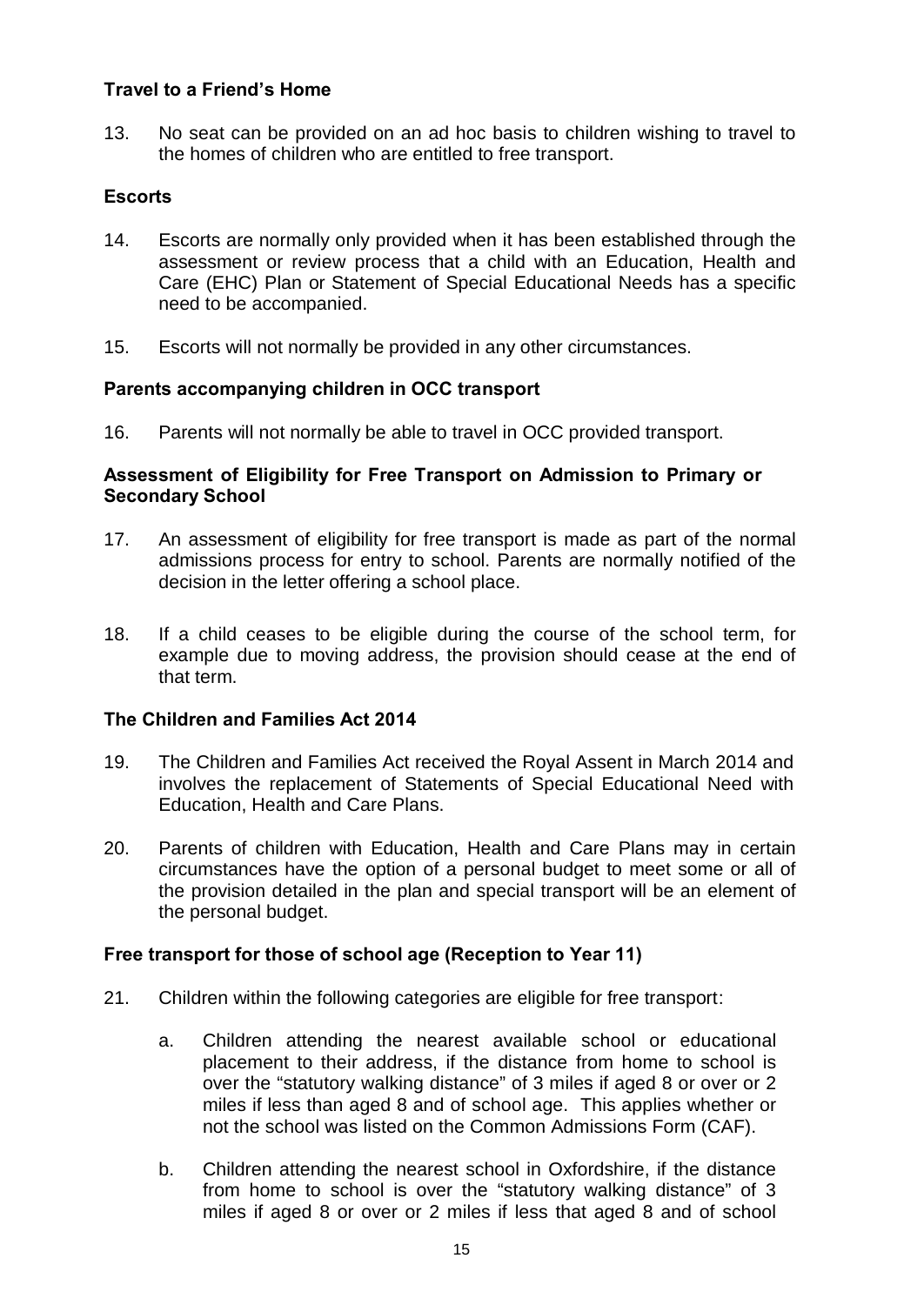### Travel to a Friend's Home

13. No seat can be provided on an ad hoc basis to children wishing to travel to the homes of children who are entitled to free transport.

### Escorts

14. Escorts are normally only provided when it has been established through the assessment or review process that a child with an Education, Health and Care (EHC) Plan or Statement of Special Educational Needs has a specific need to be accompanied.

15. Escorts will not normally be provided in any other circumstances.

### Parents accompanying children in OCC transport

16. Parents will not normally be able to travel in OCC provided transport.

### Assessment of Eligibility for Free Transport on Admission to Primary or Secondary School

17. An assessment of eligibility for free transport is made as part of the normal admissions process for entry to school. Parents are normally notified of the decision in the letter offering a school place.

18. If a child ceases to be eligible during the course of the school term, for example due to moving address, the provision should cease at the end of that term.

### The Children and Families Act 2014

19. The Children and Families Act received the Royal Assent in March 2014 and involves the replacement of Statements of Special Educational Need with Education, Health and Care Plans.

20. Parents of children with Education, Health and Care Plans may in certain circumstances have the option of a personal budget to meet some or all of the provision detailed in the plan and special transport will be an element of the personal budget.

### Free transport for those of school age (Reception to Year 11)

21. Children within the following categories are eligible for free transport:

    a. Children attending the nearest available school or educational placement to their address, if the distance from home to school is over the "statutory walking distance" of 3 miles if aged 8 or over or 2 miles if less than aged 8 and of school age. This applies whether or not the school was listed on the Common Admissions Form (CAF).

    b. Children attending the nearest school in Oxfordshire, if the distance from home to school is over the "statutory walking distance" of 3 miles if aged 8 or over or 2 miles if less that aged 8 and of school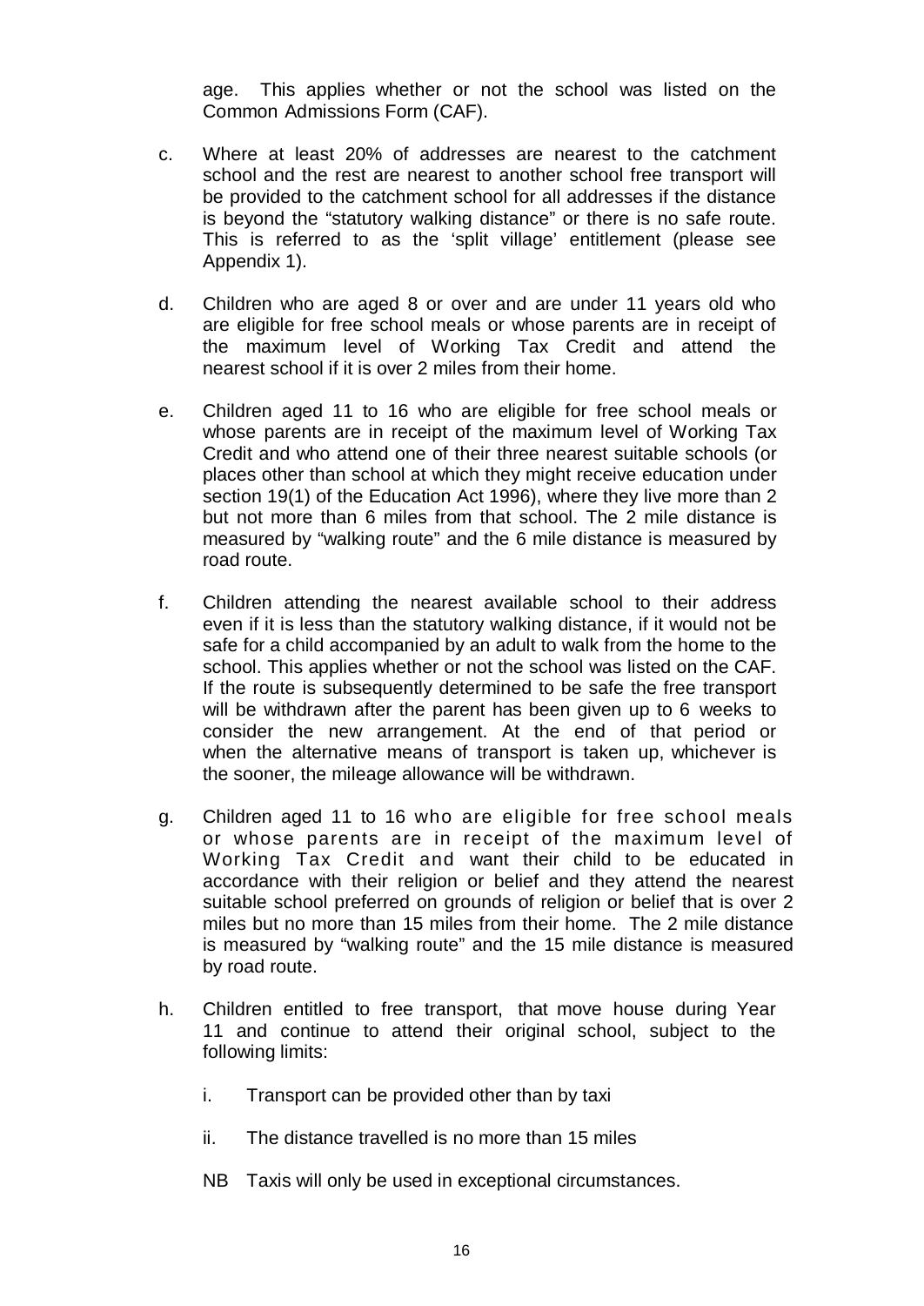age. This applies whether or not the school was listed on the Common Admissions Form (CAF).

c. Where at least 20% of addresses are nearest to the catchment school and the rest are nearest to another school free transport will be provided to the catchment school for all addresses if the distance is beyond the "statutory walking distance" or there is no safe route. This is referred to as the 'split village' entitlement (please see Appendix 1).

d. Children who are aged 8 or over and are under 11 years old who are eligible for free school meals or whose parents are in receipt of the maximum level of Working Tax Credit and attend the nearest school if it is over 2 miles from their home.

e. Children aged 11 to 16 who are eligible for free school meals or whose parents are in receipt of the maximum level of Working Tax Credit and who attend one of their three nearest suitable schools (or places other than school at which they might receive education under section 19(1) of the Education Act 1996), where they live more than 2 but not more than 6 miles from that school. The 2 mile distance is measured by "walking route" and the 6 mile distance is measured by road route.

f. Children attending the nearest available school to their address even if it is less than the statutory walking distance, if it would not be safe for a child accompanied by an adult to walk from the home to the school. This applies whether or not the school was listed on the CAF. If the route is subsequently determined to be safe the free transport will be withdrawn after the parent has been given up to 6 weeks to consider the new arrangement. At the end of that period or when the alternative means of transport is taken up, whichever is the sooner, the mileage allowance will be withdrawn.

g. Children aged 11 to 16 who are eligible for free school meals or whose parents are in receipt of the maximum level of Working Tax Credit and want their child to be educated in accordance with their religion or belief and they attend the nearest suitable school preferred on grounds of religion or belief that is over 2 miles but no more than 15 miles from their home. The 2 mile distance is measured by "walking route" and the 15 mile distance is measured by road route.

h. Children entitled to free transport, that move house during Year 11 and continue to attend their original school, subject to the following limits:

   i. Transport can be provided other than by taxi

   ii. The distance travelled is no more than 15 miles

   NB Taxis will only be used in exceptional circumstances.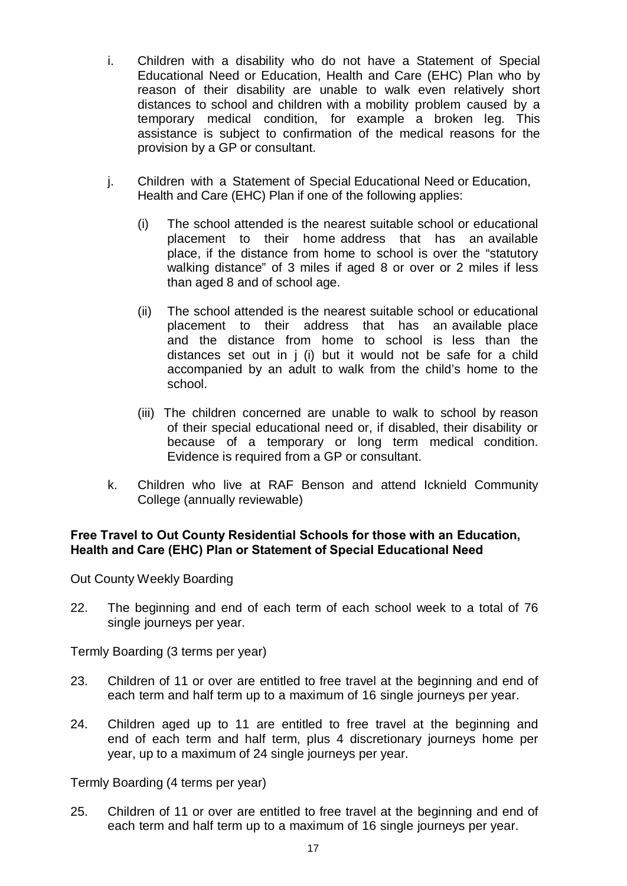i. Children with a disability who do not have a Statement of Special Educational Need or Education, Health and Care (EHC) Plan who by reason of their disability are unable to walk even relatively short distances to school and children with a mobility problem caused by a temporary medical condition, for example a broken leg. This assistance is subject to confirmation of the medical reasons for the provision by a GP or consultant.

j. Children with a Statement of Special Educational Need or Education, Health and Care (EHC) Plan if one of the following applies:

   (i) The school attended is the nearest suitable school or educational placement to their home address that has an available place, if the distance from home to school is over the "statutory walking distance" of 3 miles if aged 8 or over or 2 miles if less than aged 8 and of school age.

   (ii) The school attended is the nearest suitable school or educational placement to their address that has an available place and the distance from home to school is less than the distances set out in j (i) but it would not be safe for a child accompanied by an adult to walk from the child's home to the school.

   (iii) The children concerned are unable to walk to school by reason of their special educational need or, if disabled, their disability or because of a temporary or long term medical condition. Evidence is required from a GP or consultant.

k. Children who live at RAF Benson and attend Icknield Community College (annually reviewable)

**Free Travel to Out County Residential Schools for those with an Education, Health and Care (EHC) Plan or Statement of Special Educational Need**

Out County Weekly Boarding

22. The beginning and end of each term of each school week to a total of 76 single journeys per year.

Termly Boarding (3 terms per year)

23. Children of 11 or over are entitled to free travel at the beginning and end of each term and half term up to a maximum of 16 single journeys per year.

24. Children aged up to 11 are entitled to free travel at the beginning and end of each term and half term, plus 4 discretionary journeys home per year, up to a maximum of 24 single journeys per year.

Termly Boarding (4 terms per year)

25. Children of 11 or over are entitled to free travel at the beginning and end of each term and half term up to a maximum of 16 single journeys per year.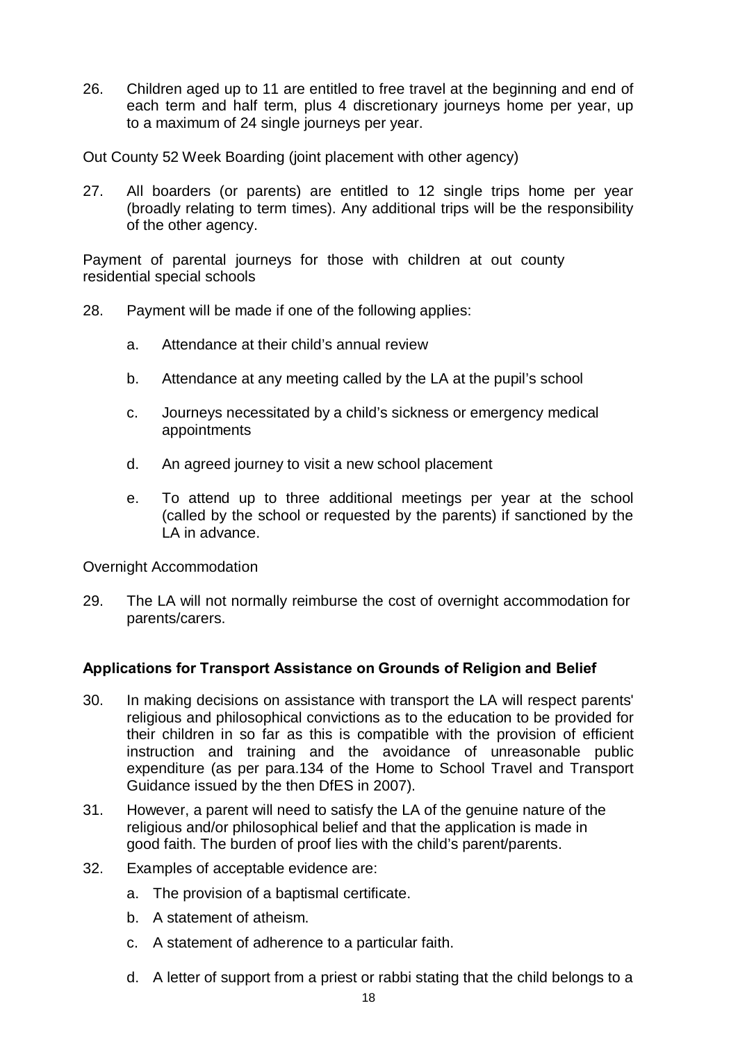26. Children aged up to 11 are entitled to free travel at the beginning and end of each term and half term, plus 4 discretionary journeys home per year, up to a maximum of 24 single journeys per year.

Out County 52 Week Boarding (joint placement with other agency)

27. All boarders (or parents) are entitled to 12 single trips home per year (broadly relating to term times). Any additional trips will be the responsibility of the other agency.

Payment of parental journeys for those with children at out county residential special schools

28. Payment will be made if one of the following applies:

    a. Attendance at their child's annual review

    b. Attendance at any meeting called by the LA at the pupil's school

    c. Journeys necessitated by a child's sickness or emergency medical appointments

    d. An agreed journey to visit a new school placement

    e. To attend up to three additional meetings per year at the school (called by the school or requested by the parents) if sanctioned by the LA in advance.

Overnight Accommodation

29. The LA will not normally reimburse the cost of overnight accommodation for parents/carers.

### Applications for Transport Assistance on Grounds of Religion and Belief

30. In making decisions on assistance with transport the LA will respect parents' religious and philosophical convictions as to the education to be provided for their children in so far as this is compatible with the provision of efficient instruction and training and the avoidance of unreasonable public expenditure (as per para.134 of the Home to School Travel and Transport Guidance issued by the then DfES in 2007).

31. However, a parent will need to satisfy the LA of the genuine nature of the religious and/or philosophical belief and that the application is made in good faith. The burden of proof lies with the child's parent/parents.

32. Examples of acceptable evidence are:

    a. The provision of a baptismal certificate.

    b. A statement of atheism.

    c. A statement of adherence to a particular faith.

    d. A letter of support from a priest or rabbi stating that the child belongs to a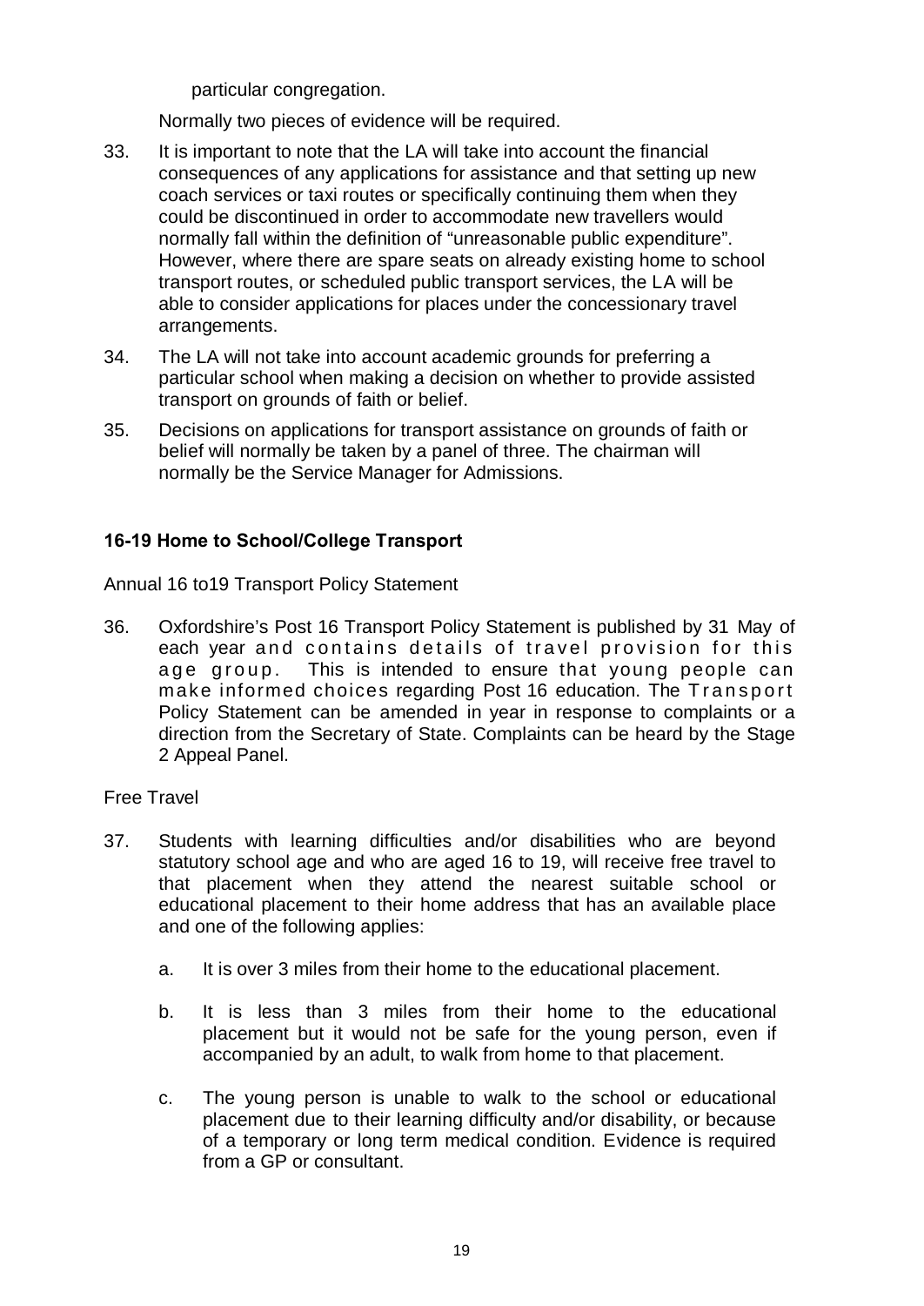particular congregation.

Normally two pieces of evidence will be required.

33. It is important to note that the LA will take into account the financial consequences of any applications for assistance and that setting up new coach services or taxi routes or specifically continuing them when they could be discontinued in order to accommodate new travellers would normally fall within the definition of "unreasonable public expenditure". However, where there are spare seats on already existing home to school transport routes, or scheduled public transport services, the LA will be able to consider applications for places under the concessionary travel arrangements.

34. The LA will not take into account academic grounds for preferring a particular school when making a decision on whether to provide assisted transport on grounds of faith or belief.

35. Decisions on applications for transport assistance on grounds of faith or belief will normally be taken by a panel of three. The chairman will normally be the Service Manager for Admissions.

### 16-19 Home to School/College Transport

Annual 16 to19 Transport Policy Statement

36. Oxfordshire's Post 16 Transport Policy Statement is published by 31 May of each year and contains details of travel provision for this age group. This is intended to ensure that young people can make informed choices regarding Post 16 education. The Transport Policy Statement can be amended in year in response to complaints or a direction from the Secretary of State. Complaints can be heard by the Stage 2 Appeal Panel.

Free Travel

37. Students with learning difficulties and/or disabilities who are beyond statutory school age and who are aged 16 to 19, will receive free travel to that placement when they attend the nearest suitable school or educational placement to their home address that has an available place and one of the following applies:

    a. It is over 3 miles from their home to the educational placement.

    b. It is less than 3 miles from their home to the educational placement but it would not be safe for the young person, even if accompanied by an adult, to walk from home to that placement.

    c. The young person is unable to walk to the school or educational placement due to their learning difficulty and/or disability, or because of a temporary or long term medical condition. Evidence is required from a GP or consultant.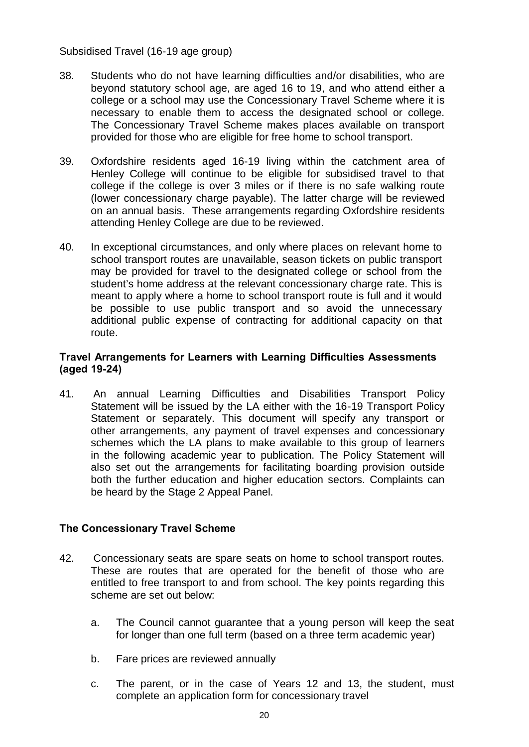Subsidised Travel (16-19 age group)

38. Students who do not have learning difficulties and/or disabilities, who are beyond statutory school age, are aged 16 to 19, and who attend either a college or a school may use the Concessionary Travel Scheme where it is necessary to enable them to access the designated school or college. The Concessionary Travel Scheme makes places available on transport provided for those who are eligible for free home to school transport.

39. Oxfordshire residents aged 16-19 living within the catchment area of Henley College will continue to be eligible for subsidised travel to that college if the college is over 3 miles or if there is no safe walking route (lower concessionary charge payable). The latter charge will be reviewed on an annual basis. These arrangements regarding Oxfordshire residents attending Henley College are due to be reviewed.

40. In exceptional circumstances, and only where places on relevant home to school transport routes are unavailable, season tickets on public transport may be provided for travel to the designated college or school from the student's home address at the relevant concessionary charge rate. This is meant to apply where a home to school transport route is full and it would be possible to use public transport and so avoid the unnecessary additional public expense of contracting for additional capacity on that route.

### Travel Arrangements for Learners with Learning Difficulties Assessments (aged 19-24)

41. An annual Learning Difficulties and Disabilities Transport Policy Statement will be issued by the LA either with the 16-19 Transport Policy Statement or separately. This document will specify any transport or other arrangements, any payment of travel expenses and concessionary schemes which the LA plans to make available to this group of learners in the following academic year to publication. The Policy Statement will also set out the arrangements for facilitating boarding provision outside both the further education and higher education sectors. Complaints can be heard by the Stage 2 Appeal Panel.

### The Concessionary Travel Scheme

42. Concessionary seats are spare seats on home to school transport routes. These are routes that are operated for the benefit of those who are entitled to free transport to and from school. The key points regarding this scheme are set out below:

    a. The Council cannot guarantee that a young person will keep the seat for longer than one full term (based on a three term academic year)

    b. Fare prices are reviewed annually

    c. The parent, or in the case of Years 12 and 13, the student, must complete an application form for concessionary travel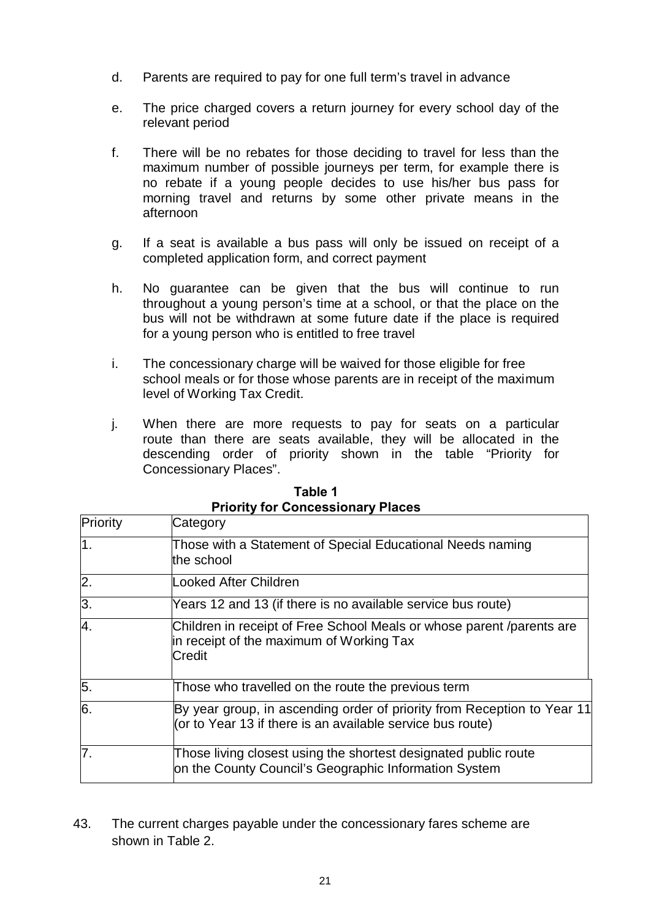d. Parents are required to pay for one full term's travel in advance

e. The price charged covers a return journey for every school day of the relevant period

f. There will be no rebates for those deciding to travel for less than the maximum number of possible journeys per term, for example there is no rebate if a young people decides to use his/her bus pass for morning travel and returns by some other private means in the afternoon

g. If a seat is available a bus pass will only be issued on receipt of a completed application form, and correct payment

h. No guarantee can be given that the bus will continue to run throughout a young person's time at a school, or that the place on the bus will not be withdrawn at some future date if the place is required for a young person who is entitled to free travel

i. The concessionary charge will be waived for those eligible for free school meals or for those whose parents are in receipt of the maximum level of Working Tax Credit.

j. When there are more requests to pay for seats on a particular route than there are seats available, they will be allocated in the descending order of priority shown in the table "Priority for Concessionary Places".

**Table 1**
**Priority for Concessionary Places**

| Priority | Category |
| --- | --- |
| 1. | Those with a Statement of Special Educational Needs naming the school |
| 2. | Looked After Children |
| 3. | Years 12 and 13 (if there is no available service bus route) |
| 4. | Children in receipt of Free School Meals or whose parent /parents are in receipt of the maximum of Working Tax Credit |
| 5. | Those who travelled on the route the previous term |
| 6. | By year group, in ascending order of priority from Reception to Year 11 (or to Year 13 if there is an available service bus route) |
| 7. | Those living closest using the shortest designated public route on the County Council's Geographic Information System |

43. The current charges payable under the concessionary fares scheme are shown in Table 2.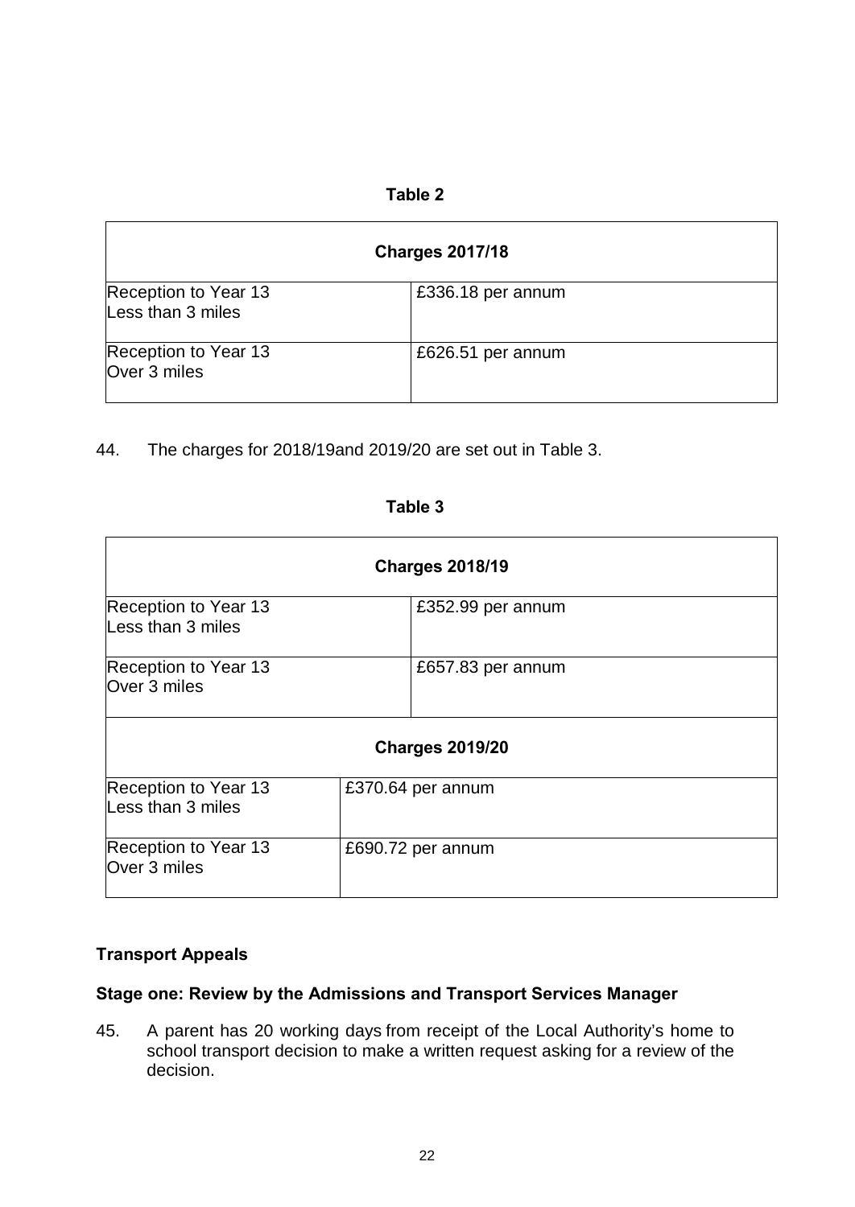**Table 2**

| Charges 2017/18 | |
|---|---|
| Reception to Year 13<br>Less than 3 miles | £336.18 per annum |
| Reception to Year 13<br>Over 3 miles | £626.51 per annum |

44. The charges for 2018/19and 2019/20 are set out in Table 3.

**Table 3**

| Charges 2018/19 | |
|---|---|
| Reception to Year 13<br>Less than 3 miles | £352.99 per annum |
| Reception to Year 13<br>Over 3 miles | £657.83 per annum |
| **Charges 2019/20** | |
| Reception to Year 13<br>Less than 3 miles | £370.64 per annum |
| Reception to Year 13<br>Over 3 miles | £690.72 per annum |

**Transport Appeals**

**Stage one: Review by the Admissions and Transport Services Manager**

45. A parent has 20 working days from receipt of the Local Authority's home to school transport decision to make a written request asking for a review of the decision.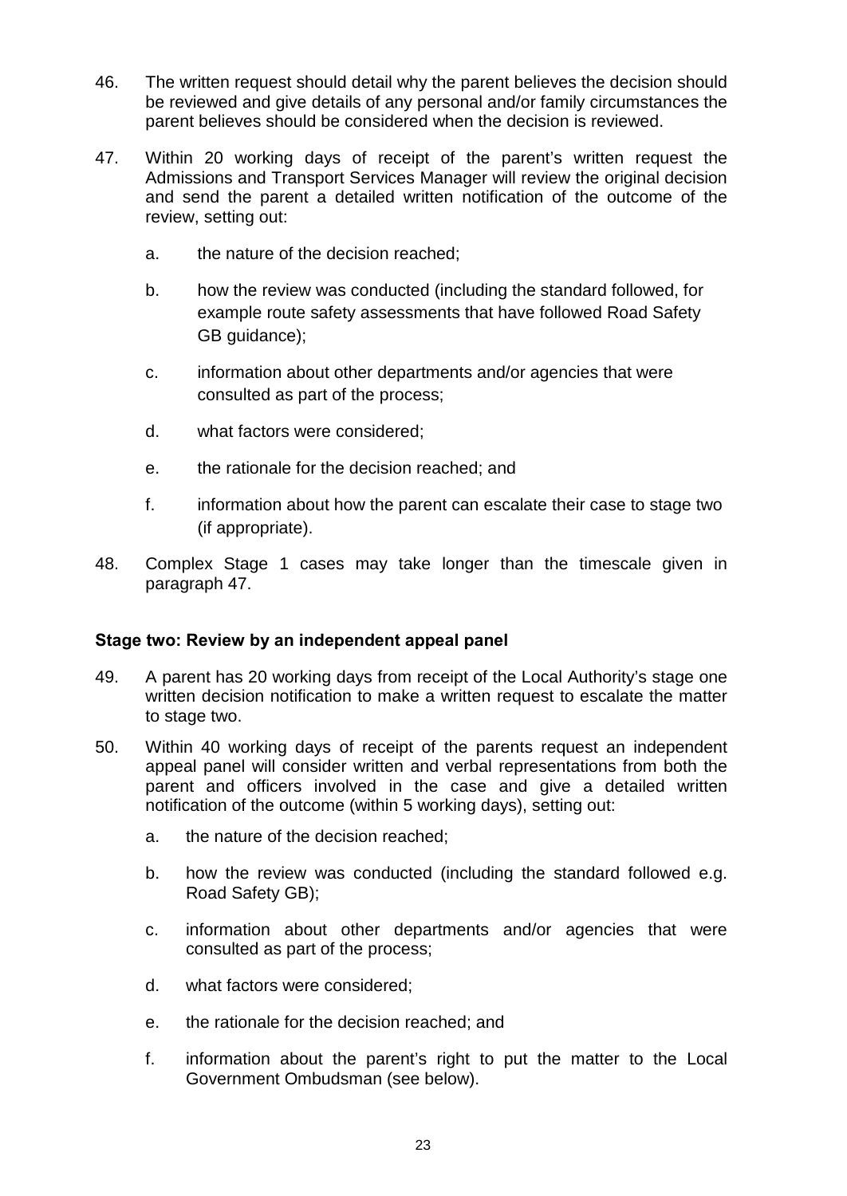46. The written request should detail why the parent believes the decision should be reviewed and give details of any personal and/or family circumstances the parent believes should be considered when the decision is reviewed.

47. Within 20 working days of receipt of the parent's written request the Admissions and Transport Services Manager will review the original decision and send the parent a detailed written notification of the outcome of the review, setting out:

    a. the nature of the decision reached;

    b. how the review was conducted (including the standard followed, for example route safety assessments that have followed Road Safety GB guidance);

    c. information about other departments and/or agencies that were consulted as part of the process;

    d. what factors were considered;

    e. the rationale for the decision reached; and

    f. information about how the parent can escalate their case to stage two (if appropriate).

48. Complex Stage 1 cases may take longer than the timescale given in paragraph 47.

### Stage two: Review by an independent appeal panel

49. A parent has 20 working days from receipt of the Local Authority's stage one written decision notification to make a written request to escalate the matter to stage two.

50. Within 40 working days of receipt of the parents request an independent appeal panel will consider written and verbal representations from both the parent and officers involved in the case and give a detailed written notification of the outcome (within 5 working days), setting out:

    a. the nature of the decision reached;

    b. how the review was conducted (including the standard followed e.g. Road Safety GB);

    c. information about other departments and/or agencies that were consulted as part of the process;

    d. what factors were considered;

    e. the rationale for the decision reached; and

    f. information about the parent's right to put the matter to the Local Government Ombudsman (see below).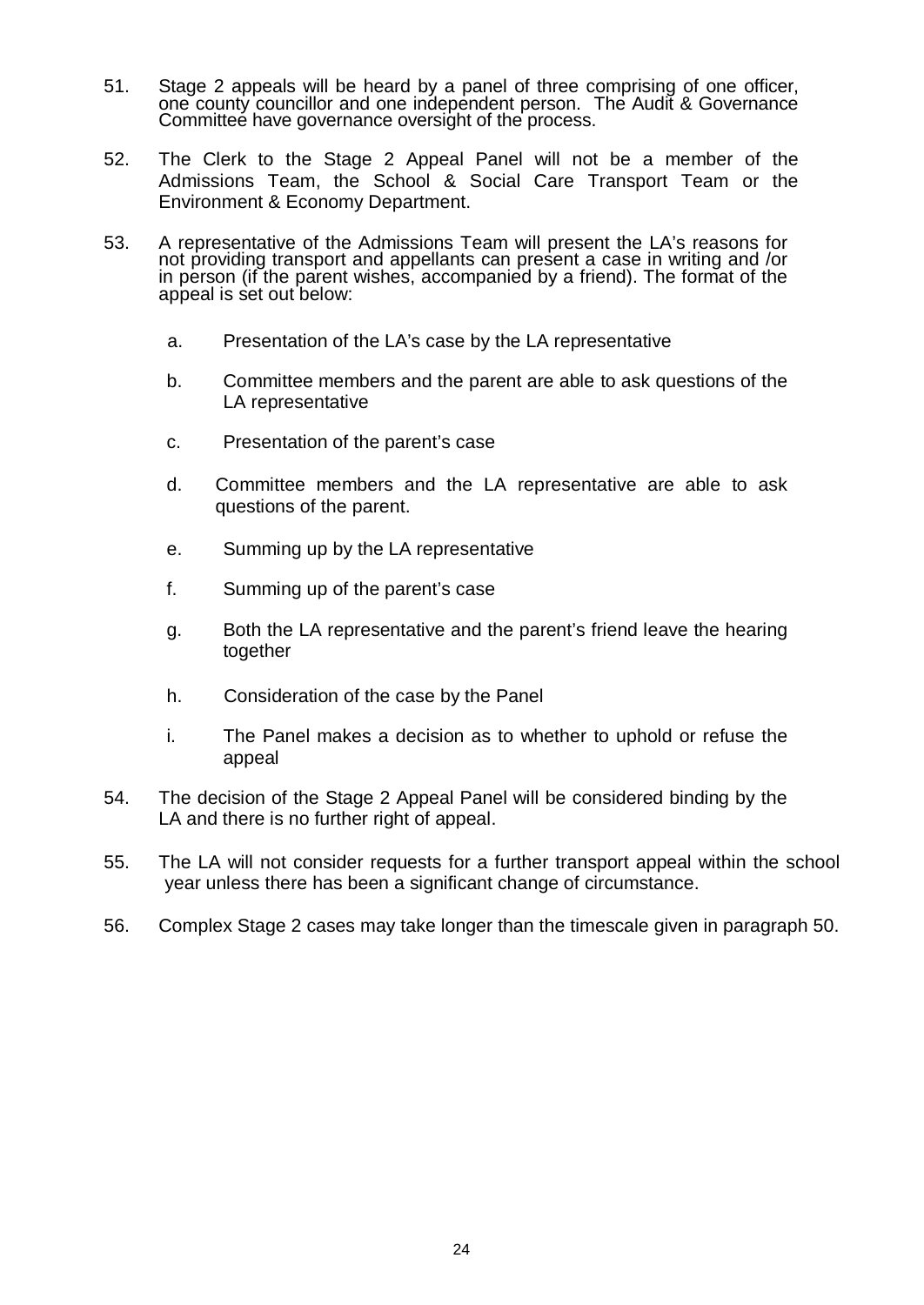51. Stage 2 appeals will be heard by a panel of three comprising of one officer, one county councillor and one independent person. The Audit & Governance Committee have governance oversight of the process.

52. The Clerk to the Stage 2 Appeal Panel will not be a member of the Admissions Team, the School & Social Care Transport Team or the Environment & Economy Department.

53. A representative of the Admissions Team will present the LA's reasons for not providing transport and appellants can present a case in writing and /or in person (if the parent wishes, accompanied by a friend). The format of the appeal is set out below:

    a. Presentation of the LA's case by the LA representative

    b. Committee members and the parent are able to ask questions of the LA representative

    c. Presentation of the parent's case

    d. Committee members and the LA representative are able to ask questions of the parent.

    e. Summing up by the LA representative

    f. Summing up of the parent's case

    g. Both the LA representative and the parent's friend leave the hearing together

    h. Consideration of the case by the Panel

    i. The Panel makes a decision as to whether to uphold or refuse the appeal

54. The decision of the Stage 2 Appeal Panel will be considered binding by the LA and there is no further right of appeal.

55. The LA will not consider requests for a further transport appeal within the school year unless there has been a significant change of circumstance.

56. Complex Stage 2 cases may take longer than the timescale given in paragraph 50.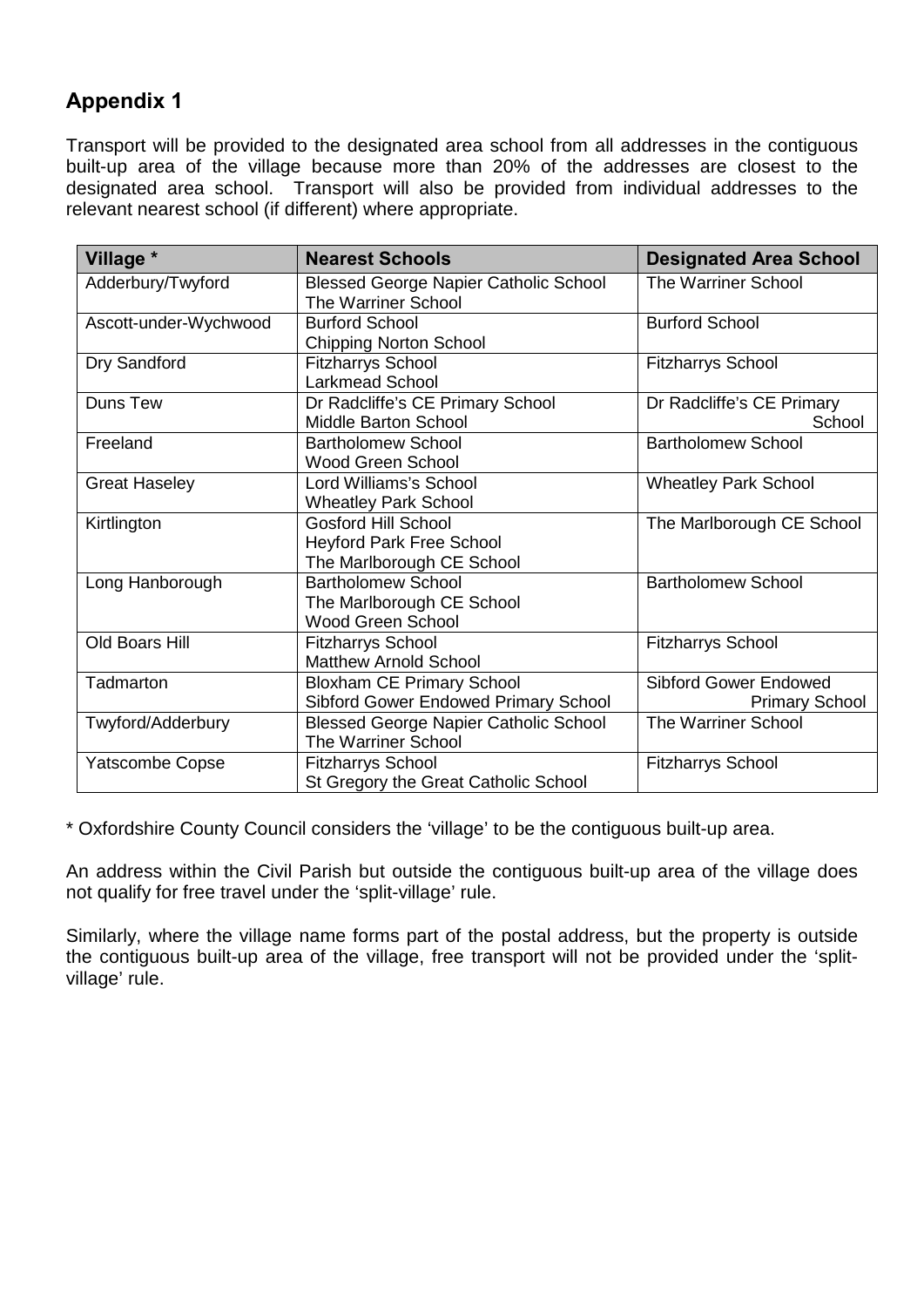## Appendix 1

Transport will be provided to the designated area school from all addresses in the contiguous built-up area of the village because more than 20% of the addresses are closest to the designated area school. Transport will also be provided from individual addresses to the relevant nearest school (if different) where appropriate.

| Village * | Nearest Schools | Designated Area School |
|---|---|---|
| Adderbury/Twyford | Blessed George Napier Catholic School<br>The Warriner School | The Warriner School |
| Ascott-under-Wychwood | Burford School<br>Chipping Norton School | Burford School |
| Dry Sandford | Fitzharrys School<br>Larkmead School | Fitzharrys School |
| Duns Tew | Dr Radcliffe's CE Primary School<br>Middle Barton School | Dr Radcliffe's CE Primary School |
| Freeland | Bartholomew School<br>Wood Green School | Bartholomew School |
| Great Haseley | Lord Williams's School<br>Wheatley Park School | Wheatley Park School |
| Kirtlington | Gosford Hill School<br>Heyford Park Free School<br>The Marlborough CE School | The Marlborough CE School |
| Long Hanborough | Bartholomew School<br>The Marlborough CE School<br>Wood Green School | Bartholomew School |
| Old Boars Hill | Fitzharrys School<br>Matthew Arnold School | Fitzharrys School |
| Tadmarton | Bloxham CE Primary School<br>Sibford Gower Endowed Primary School | Sibford Gower Endowed Primary School |
| Twyford/Adderbury | Blessed George Napier Catholic School<br>The Warriner School | The Warriner School |
| Yatscombe Copse | Fitzharrys School<br>St Gregory the Great Catholic School | Fitzharrys School |

* Oxfordshire County Council considers the 'village' to be the contiguous built-up area.

An address within the Civil Parish but outside the contiguous built-up area of the village does not qualify for free travel under the 'split-village' rule.

Similarly, where the village name forms part of the postal address, but the property is outside the contiguous built-up area of the village, free transport will not be provided under the 'split-village' rule.